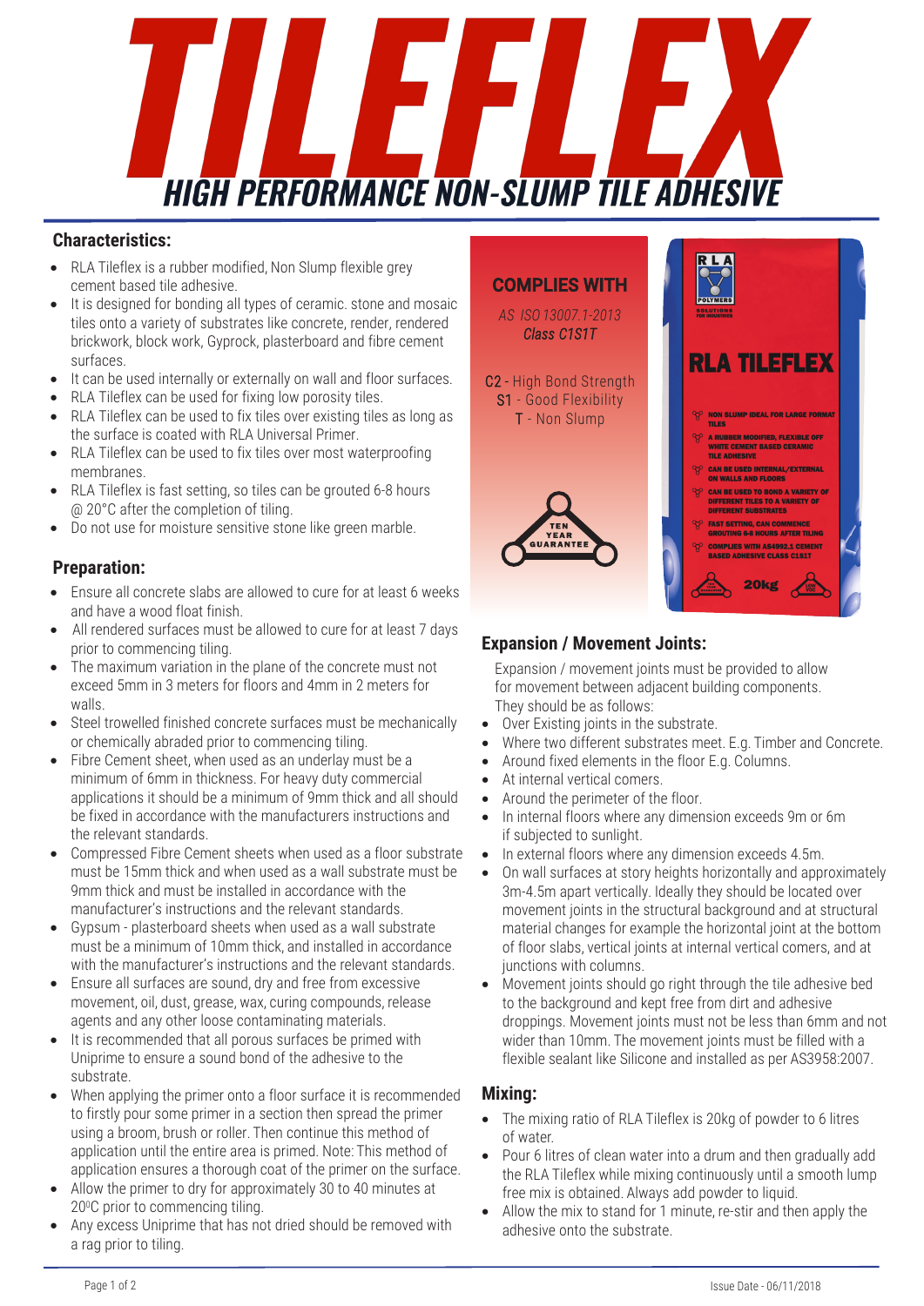# TILEFLEX

## HIGH PERFORMANCE NON-SLUMP TILE ADHESIVE

### Characteristics:

- RLA Tileflex is a rubber modified, Non Slump flexible grey cement based tile adhesive.
- It is designed for bonding all types of ceramic. stone and mosaic tiles onto a variety of substrates like concrete, render, rendered brickwork, block work, Gyprock, plasterboard and fibre cement surfaces.
- It can be used internally or externally on wall and floor surfaces.
- RLA Tileflex can be used for fixing low porosity tiles.
- RLA Tileflex can be used to fix tiles over existing tiles as long as the surface is coated with RLA Universal Primer.
- RLA Tileflex can be used to fix tiles over most waterproofing membranes.
- RLA Tileflex is fast setting, so tiles can be grouted 6-8 hours @ 20°C after the completion of tiling.
- Do not use for moisture sensitive stone like green marble.

### Preparation:

- Ensure all concrete slabs are allowed to cure for at least 6 weeks and have a wood float finish.
- All rendered surfaces must be allowed to cure for at least 7 days prior to commencing tiling.
- The maximum variation in the plane of the concrete must not exceed 5mm in 3 meters for floors and 4mm in 2 meters for walls.
- Steel trowelled finished concrete surfaces must be mechanically or chemically abraded prior to commencing tiling.
- Fibre Cement sheet, when used as an underlay must be a minimum of 6mm in thickness. For heavy duty commercial applications it should be a minimum of 9mm thick and all should be fixed in accordance with the manufacturers instructions and the relevant standards.
- Compressed Fibre Cement sheets when used as a floor substrate must be 15mm thick and when used as a wall substrate must be 9mm thick and must be installed in accordance with the manufacturer's instructions and the relevant standards.
- Gypsum - plasterboard sheets when used as a wall substrate must be a minimum of 10mm thick, and installed in accordance with the manufacturer's instructions and the relevant standards.
- Ensure all surfaces are sound, dry and free from excessive movement, oil, dust, grease, wax, curing compounds, release agents and any other loose contaminating materials.
- It is recommended that all porous surfaces be primed with Uniprime to ensure a sound bond of the adhesive to the substrate.
- When applying the primer onto a floor surface it is recommended to firstly pour some primer in a section then spread the primer using a broom, brush or roller. Then continue this method of application until the entire area is primed. Note: This method of application ensures a thorough coat of the primer on the surface.
- Allow the primer to dry for approximately 30 to 40 minutes at 20°C prior to commencing tiling.
- Any excess Uniprime that has not dried should be removed with a rag prior to tiling.

**COMPLIES WITH**

*AS ISO 13007.1-2013*
*Class C1S1T*

C2 - High Bond Strength
S1 - Good Flexibility
T - Non Slump

TEN YEAR GUARANTEE

RLA POLYMERS — SOLUTIONS FOR INDUSTRIES

**RLA TILEFLEX**

- NON SLUMP IDEAL FOR LARGE FORMAT TILES
- A RUBBER MODIFIED, FLEXIBLE OFF WHITE CEMENT BASED CERAMIC TILE ADHESIVE
- CAN BE USED INTERNAL/EXTERNAL ON WALLS AND FLOORS
- CAN BE USED TO BOND A VARIETY OF DIFFERENT TILES TO A VARIETY OF DIFFERENT SUBSTRATES
- FAST SETTING, CAN COMMENCE GROUTING 6-8 HOURS AFTER TILING
- COMPLIES WITH AS4992.1 CEMENT BASED ADHESIVE CLASS C1S1T

20kg

### Expansion / Movement Joints:

Expansion / movement joints must be provided to allow for movement between adjacent building components. They should be as follows:

- Over Existing joints in the substrate.
- Where two different substrates meet. E.g. Timber and Concrete.
- Around fixed elements in the floor E.g. Columns.
- At internal vertical corners.
- Around the perimeter of the floor.
- In internal floors where any dimension exceeds 9m or 6m if subjected to sunlight.
- In external floors where any dimension exceeds 4.5m.
- On wall surfaces at story heights horizontally and approximately 3m-4.5m apart vertically. Ideally they should be located over movement joints in the structural background and at structural material changes for example the horizontal joint at the bottom of floor slabs, vertical joints at internal vertical corners, and at junctions with columns.
- Movement joints should go right through the tile adhesive bed to the background and kept free from dirt and adhesive droppings. Movement joints must not be less than 6mm and not wider than 10mm. The movement joints must be filled with a flexible sealant like Silicone and installed as per AS3958:2007.

### Mixing:

- The mixing ratio of RLA Tileflex is 20kg of powder to 6 litres of water.
- Pour 6 litres of clean water into a drum and then gradually add the RLA Tileflex while mixing continuously until a smooth lump free mix is obtained. Always add powder to liquid.
- Allow the mix to stand for 1 minute, re-stir and then apply the adhesive onto the substrate.

Issue Date - 06/11/2018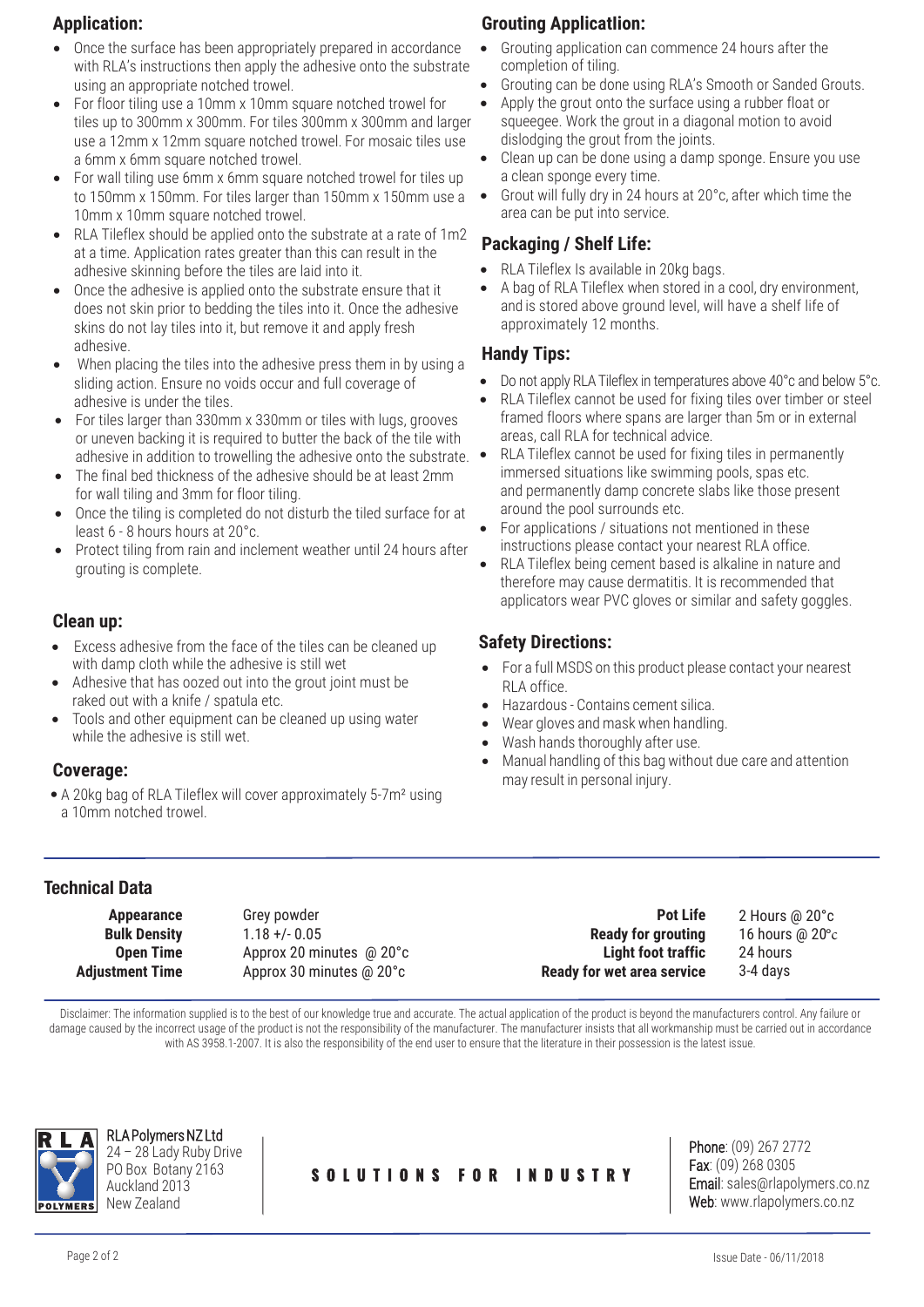## Application:

- Once the surface has been appropriately prepared in accordance with RLA's instructions then apply the adhesive onto the substrate using an appropriate notched trowel.
- For floor tiling use a 10mm x 10mm square notched trowel for tiles up to 300mm x 300mm. For tiles 300mm x 300mm and larger use a 12mm x 12mm square notched trowel. For mosaic tiles use a 6mm x 6mm square notched trowel.
- For wall tiling use 6mm x 6mm square notched trowel for tiles up to 150mm x 150mm. For tiles larger than 150mm x 150mm use a 10mm x 10mm square notched trowel.
- RLA Tileflex should be applied onto the substrate at a rate of 1m2 at a time. Application rates greater than this can result in the adhesive skinning before the tiles are laid into it.
- Once the adhesive is applied onto the substrate ensure that it does not skin prior to bedding the tiles into it. Once the adhesive skins do not lay tiles into it, but remove it and apply fresh adhesive.
- When placing the tiles into the adhesive press them in by using a sliding action. Ensure no voids occur and full coverage of adhesive is under the tiles.
- For tiles larger than 330mm x 330mm or tiles with lugs, grooves or uneven backing it is required to butter the back of the tile with adhesive in addition to trowelling the adhesive onto the substrate.
- The final bed thickness of the adhesive should be at least 2mm for wall tiling and 3mm for floor tiling.
- Once the tiling is completed do not disturb the tiled surface for at least 6 - 8 hours hours at 20°c.
- Protect tiling from rain and inclement weather until 24 hours after grouting is complete.

## Clean up:

- Excess adhesive from the face of the tiles can be cleaned up with damp cloth while the adhesive is still wet
- Adhesive that has oozed out into the grout joint must be raked out with a knife / spatula etc.
- Tools and other equipment can be cleaned up using water while the adhesive is still wet.

## Coverage:

- A 20kg bag of RLA Tileflex will cover approximately 5-7m² using a 10mm notched trowel.

## Grouting Applicatlion:

- Grouting application can commence 24 hours after the completion of tiling.
- Grouting can be done using RLA's Smooth or Sanded Grouts.
- Apply the grout onto the surface using a rubber float or squeegee. Work the grout in a diagonal motion to avoid dislodging the grout from the joints.
- Clean up can be done using a damp sponge. Ensure you use a clean sponge every time.
- Grout will fully dry in 24 hours at 20°c, after which time the area can be put into service.

## Packaging / Shelf Life:

- RLA Tileflex Is available in 20kg bags.
- A bag of RLA Tileflex when stored in a cool, dry environment, and is stored above ground level, will have a shelf life of approximately 12 months.

## Handy Tips:

- Do not apply RLA Tileflex in temperatures above 40°c and below 5°c.
- RLA Tileflex cannot be used for fixing tiles over timber or steel framed floors where spans are larger than 5m or in external areas, call RLA for technical advice.
- RLA Tileflex cannot be used for fixing tiles in permanently immersed situations like swimming pools, spas etc. and permanently damp concrete slabs like those present around the pool surrounds etc.
- For applications / situations not mentioned in these instructions please contact your nearest RLA office.
- RLA Tileflex being cement based is alkaline in nature and therefore may cause dermatitis. It is recommended that applicators wear PVC gloves or similar and safety goggles.

## Safety Directions:

- For a full MSDS on this product please contact your nearest RLA office.
- Hazardous - Contains cement silica.
- Wear gloves and mask when handling.
- Wash hands thoroughly after use.
- Manual handling of this bag without due care and attention may result in personal injury.

## Technical Data

| | | | |
|---|---|---|---|
| **Appearance** | Grey powder | **Pot Life** | 2 Hours @ 20°c |
| **Bulk Density** | 1.18 +/- 0.05 | **Ready for grouting** | 16 hours @ 20°c |
| **Open Time** | Approx 20 minutes @ 20°c | **Light foot traffic** | 24 hours |
| **Adjustment Time** | Approx 30 minutes @ 20°c | **Ready for wet area service** | 3-4 days |

Disclaimer: The information supplied is to the best of our knowledge true and accurate. The actual application of the product is beyond the manufacturers control. Any failure or damage caused by the incorrect usage of the product is not the responsibility of the manufacturer. The manufacturer insists that all workmanship must be carried out in accordance with AS 3958.1-2007. It is also the responsibility of the end user to ensure that the literature in their possession is the latest issue.

RLA Polymers NZ Ltd
24 – 28 Lady Ruby Drive
PO Box Botany 2163
Auckland 2013
New Zealand

SOLUTIONS FOR INDUSTRY

Phone: (09) 267 2772
Fax: (09) 268 0305
Email: sales@rlapolymers.co.nz
Web: www.rlapolymers.co.nz

Issue Date - 06/11/2018